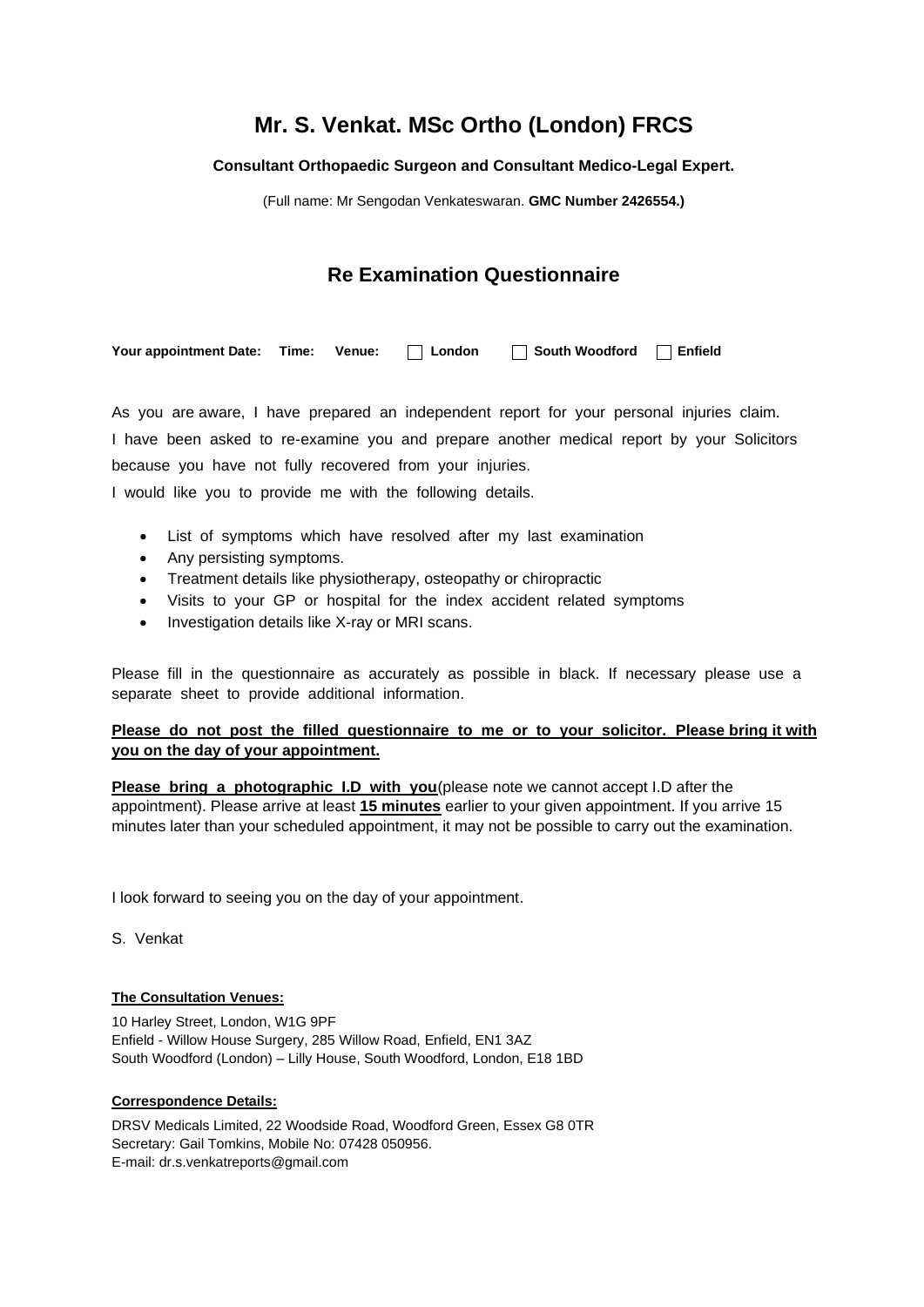# Mr. S. Venkat. MSc Ortho (London) FRCS

**Consultant Orthopaedic Surgeon and Consultant Medico-Legal Expert.**

(Full name: Mr Sengodan Venkateswaran. **GMC Number 2426554.)**

## Re Examination Questionnaire

**Your appointment Date: Time: Venue:** ☐ **London** ☐ **South Woodford** ☐ **Enfield**

As you are aware, I have prepared an independent report for your personal injuries claim. I have been asked to re-examine you and prepare another medical report by your Solicitors because you have not fully recovered from your injuries.
I would like you to provide me with the following details.

- List of symptoms which have resolved after my last examination
- Any persisting symptoms.
- Treatment details like physiotherapy, osteopathy or chiropractic
- Visits to your GP or hospital for the index accident related symptoms
- Investigation details like X-ray or MRI scans.

Please fill in the questionnaire as accurately as possible in black. If necessary please use a separate sheet to provide additional information.

**Please do not post the filled questionnaire to me or to your solicitor. Please bring it with you on the day of your appointment.**

**Please bring a photographic I.D with you**(please note we cannot accept I.D after the appointment). Please arrive at least **15 minutes** earlier to your given appointment. If you arrive 15 minutes later than your scheduled appointment, it may not be possible to carry out the examination.

I look forward to seeing you on the day of your appointment.

S. Venkat

**The Consultation Venues:**

10 Harley Street, London, W1G 9PF
Enfield - Willow House Surgery, 285 Willow Road, Enfield, EN1 3AZ
South Woodford (London) – Lilly House, South Woodford, London, E18 1BD

**Correspondence Details:**

DRSV Medicals Limited, 22 Woodside Road, Woodford Green, Essex G8 0TR
Secretary: Gail Tomkins, Mobile No: 07428 050956.
E-mail: dr.s.venkatreports@gmail.com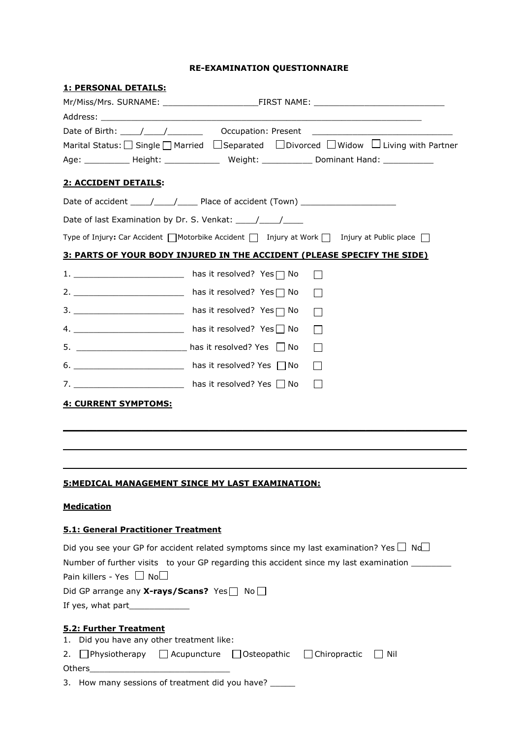**RE-EXAMINATION QUESTIONNAIRE**

**1: PERSONAL DETAILS:**

Mr/Miss/Mrs. SURNAME: ___________________FIRST NAME: __________________________

Address: _________________________________________________________________

Date of Birth: ____/____/_______ Occupation: Present ___________________________

Marital Status: ☐ Single ☐ Married ☐ Separated ☐ Divorced ☐ Widow ☐ Living with Partner

Age: _________ Height: ___________ Weight: __________ Dominant Hand: __________

**2: ACCIDENT DETAILS:**

Date of accident ____/____/____ Place of accident (Town) ___________________

Date of last Examination by Dr. S. Venkat: ____/____/____

Type of Injury: Car Accident ☐ Motorbike Accident ☐ Injury at Work ☐ Injury at Public place ☐

**3: PARTS OF YOUR BODY INJURED IN THE ACCIDENT (PLEASE SPECIFY THE SIDE)**

1. ______________________ has it resolved? Yes ☐ No ☐
2. ______________________ has it resolved? Yes ☐ No ☐
3. ______________________ has it resolved? Yes ☐ No ☐
4. ______________________ has it resolved? Yes ☐ No ☐
5. ______________________ has it resolved? Yes ☐ No ☐
6. ______________________ has it resolved? Yes ☐ No ☐
7. ______________________ has it resolved? Yes ☐ No ☐

**4: CURRENT SYMPTOMS:**

_____________________________________________________________________________

_____________________________________________________________________________

_____________________________________________________________________________

**5:MEDICAL MANAGEMENT SINCE MY LAST EXAMINATION:**

**Medication**

**5.1: General Practitioner Treatment**

Did you see your GP for accident related symptoms since my last examination? Yes ☐ No ☐

Number of further visits to your GP regarding this accident since my last examination ________

Pain killers - Yes ☐ No ☐

Did GP arrange any **X-rays/Scans?** Yes ☐ No ☐

If yes, what part____________

**5.2: Further Treatment**

1. Did you have any other treatment like:
2. ☐ Physiotherapy ☐ Acupuncture ☐ Osteopathic ☐ Chiropractic ☐ Nil

Others___________________________

3. How many sessions of treatment did you have? _____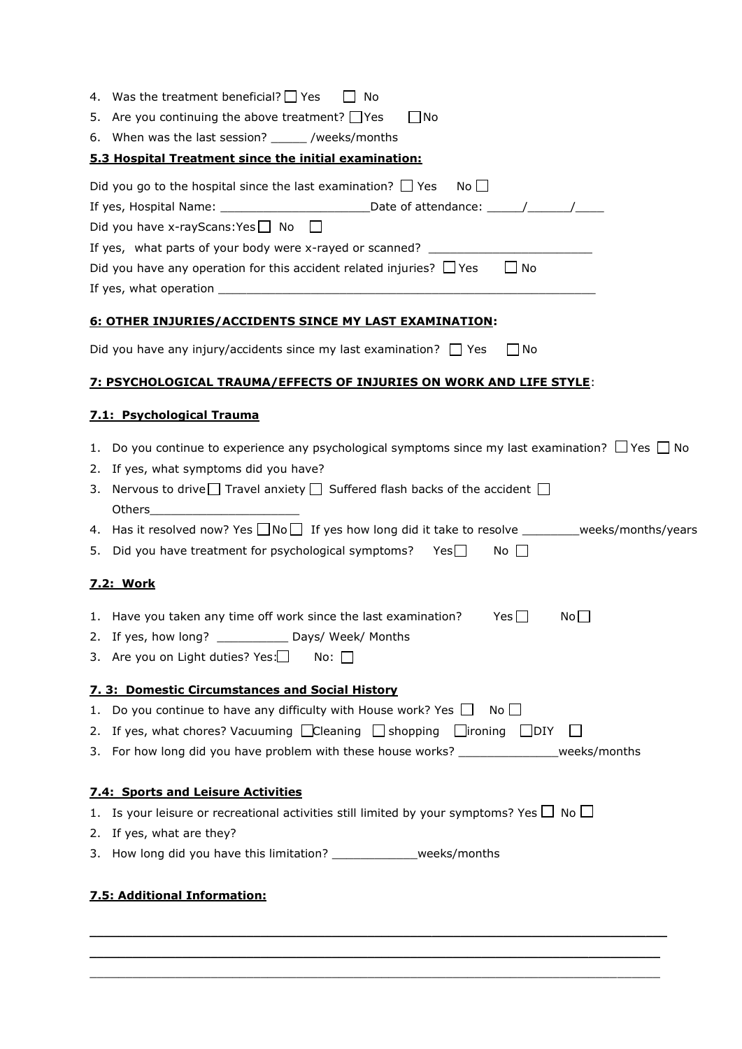4. Was the treatment beneficial? ☐ Yes ☐ No
5. Are you continuing the above treatment? ☐Yes ☐No
6. When was the last session? _____ /weeks/months

**5.3 Hospital Treatment since the initial examination:**

Did you go to the hospital since the last examination? ☐ Yes No ☐

If yes, Hospital Name: ____________________Date of attendance: _____/______/____

Did you have x-rayScans:Yes ☐ No ☐

If yes, what parts of your body were x-rayed or scanned? _______________________

Did you have any operation for this accident related injuries? ☐ Yes ☐ No

If yes, what operation _____________________________________________________

**6: OTHER INJURIES/ACCIDENTS SINCE MY LAST EXAMINATION:**

Did you have any injury/accidents since my last examination? ☐ Yes ☐ No

**7: PSYCHOLOGICAL TRAUMA/EFFECTS OF INJURIES ON WORK AND LIFE STYLE**:

**7.1: Psychological Trauma**

1. Do you continue to experience any psychological symptoms since my last examination? ☐ Yes ☐ No
2. If yes, what symptoms did you have?
3. Nervous to drive ☐ Travel anxiety ☐ Suffered flash backs of the accident ☐
   Others_____________________
4. Has it resolved now? Yes ☐ No ☐ If yes how long did it take to resolve ________weeks/months/years
5. Did you have treatment for psychological symptoms? Yes ☐ No ☐

**7.2: Work**

1. Have you taken any time off work since the last examination? Yes ☐ No ☐
2. If yes, how long? __________ Days/ Week/ Months
3. Are you on Light duties? Yes: ☐ No: ☐

**7. 3: Domestic Circumstances and Social History**

1. Do you continue to have any difficulty with House work? Yes ☐ No ☐
2. If yes, what chores? Vacuuming ☐Cleaning ☐ shopping ☐ironing ☐DIY ☐
3. For how long did you have problem with these house works? ______________weeks/months

**7.4: Sports and Leisure Activities**

1. Is your leisure or recreational activities still limited by your symptoms? Yes ☐ No ☐
2. If yes, what are they?
3. How long did you have this limitation? ____________weeks/months

**7.5: Additional Information:**

______________________________________________________________________________

______________________________________________________________________________

______________________________________________________________________________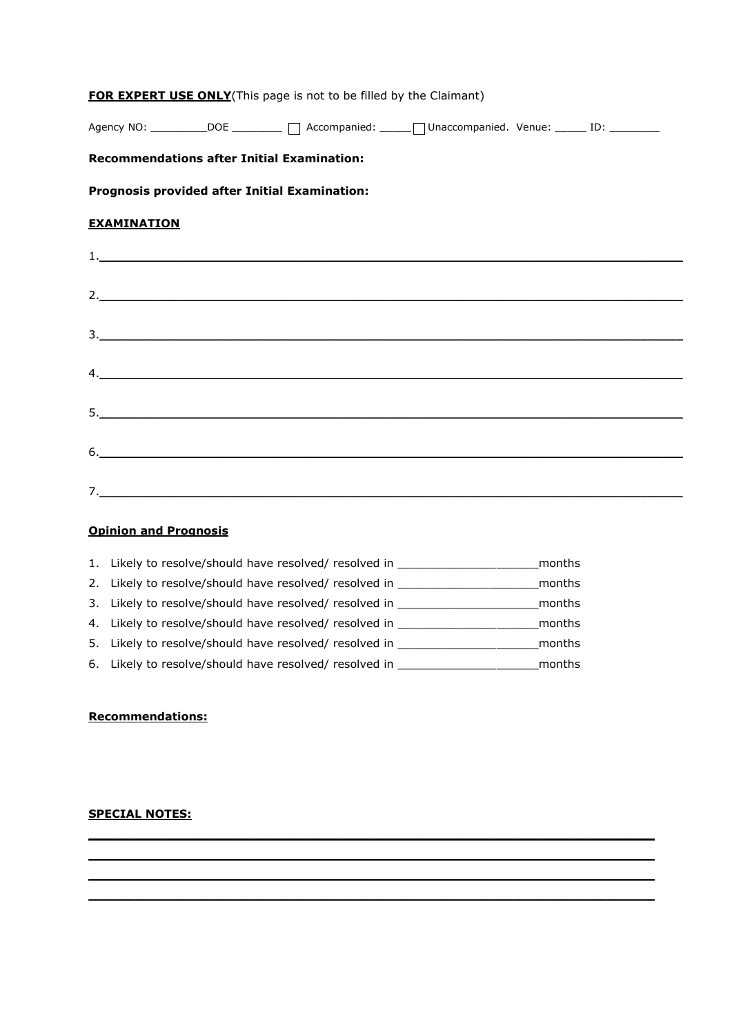**FOR EXPERT USE ONLY**(This page is not to be filled by the Claimant)

Agency NO: _________DOE ________ ☐ Accompanied: _____ ☐ Unaccompanied. Venue: _____ ID: ________

**Recommendations after Initial Examination:**

**Prognosis provided after Initial Examination:**

**EXAMINATION**

1. ______________________________________________________________

2. ______________________________________________________________

3. ______________________________________________________________

4. ______________________________________________________________

5. ______________________________________________________________

6. ______________________________________________________________

7. ______________________________________________________________

**Opinion and Prognosis**

1. Likely to resolve/should have resolved/ resolved in ____________________months
2. Likely to resolve/should have resolved/ resolved in ____________________months
3. Likely to resolve/should have resolved/ resolved in ____________________months
4. Likely to resolve/should have resolved/ resolved in ____________________months
5. Likely to resolve/should have resolved/ resolved in ____________________months
6. Likely to resolve/should have resolved/ resolved in ____________________months

**Recommendations:**

**SPECIAL NOTES:**

______________________________________________________________

______________________________________________________________

______________________________________________________________

______________________________________________________________